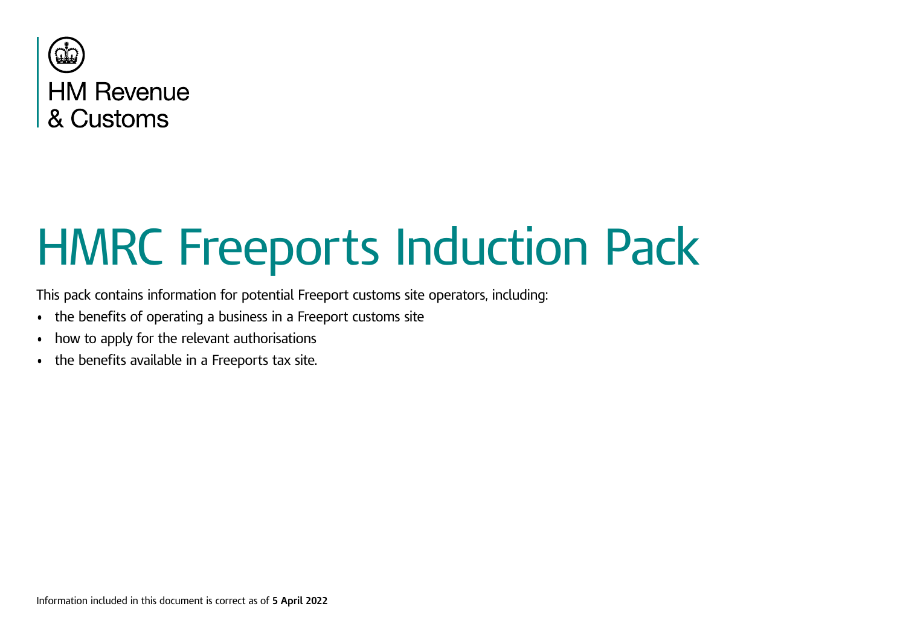HM Revenue & Customs

# HMRC Freeports Induction Pack

This pack contains information for potential Freeport customs site operators, including:

- the benefits of operating a business in a Freeport customs site
- how to apply for the relevant authorisations
- the benefits available in a Freeports tax site.

Information included in this document is correct as of **5 April 2022**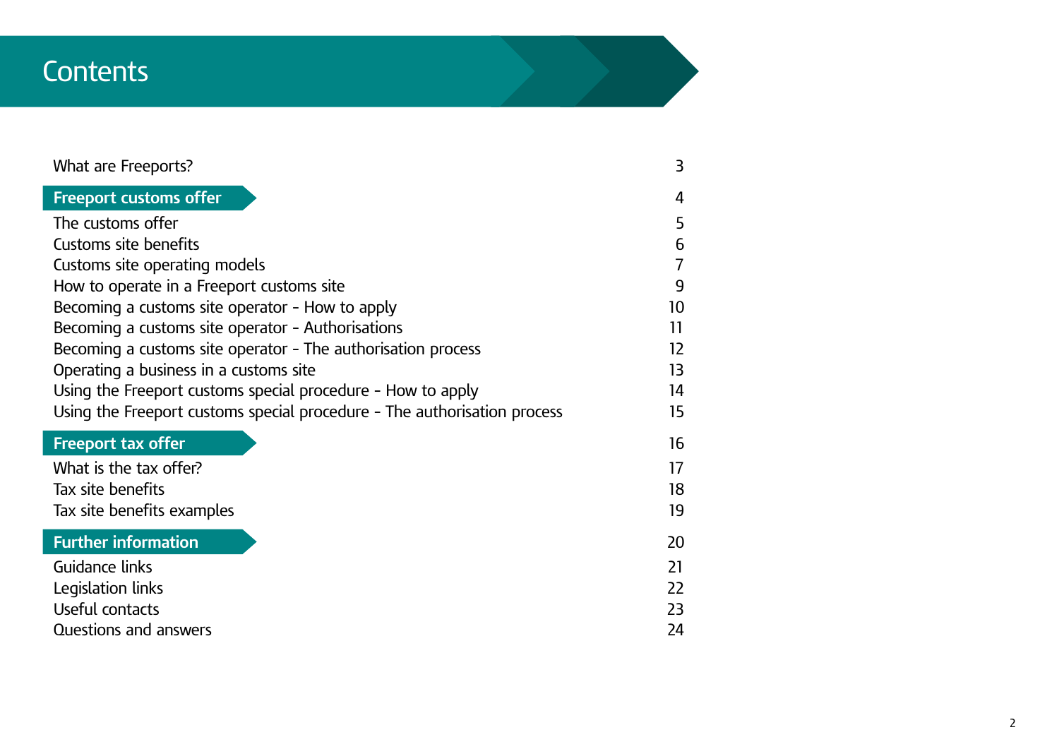# Contents

| | |
|---|---|
| What are Freeports? | 3 |
| **Freeport customs offer** | 4 |
| The customs offer | 5 |
| Customs site benefits | 6 |
| Customs site operating models | 7 |
| How to operate in a Freeport customs site | 9 |
| Becoming a customs site operator - How to apply | 10 |
| Becoming a customs site operator - Authorisations | 11 |
| Becoming a customs site operator - The authorisation process | 12 |
| Operating a business in a customs site | 13 |
| Using the Freeport customs special procedure - How to apply | 14 |
| Using the Freeport customs special procedure - The authorisation process | 15 |
| **Freeport tax offer** | 16 |
| What is the tax offer? | 17 |
| Tax site benefits | 18 |
| Tax site benefits examples | 19 |
| **Further information** | 20 |
| Guidance links | 21 |
| Legislation links | 22 |
| Useful contacts | 23 |
| Questions and answers | 24 |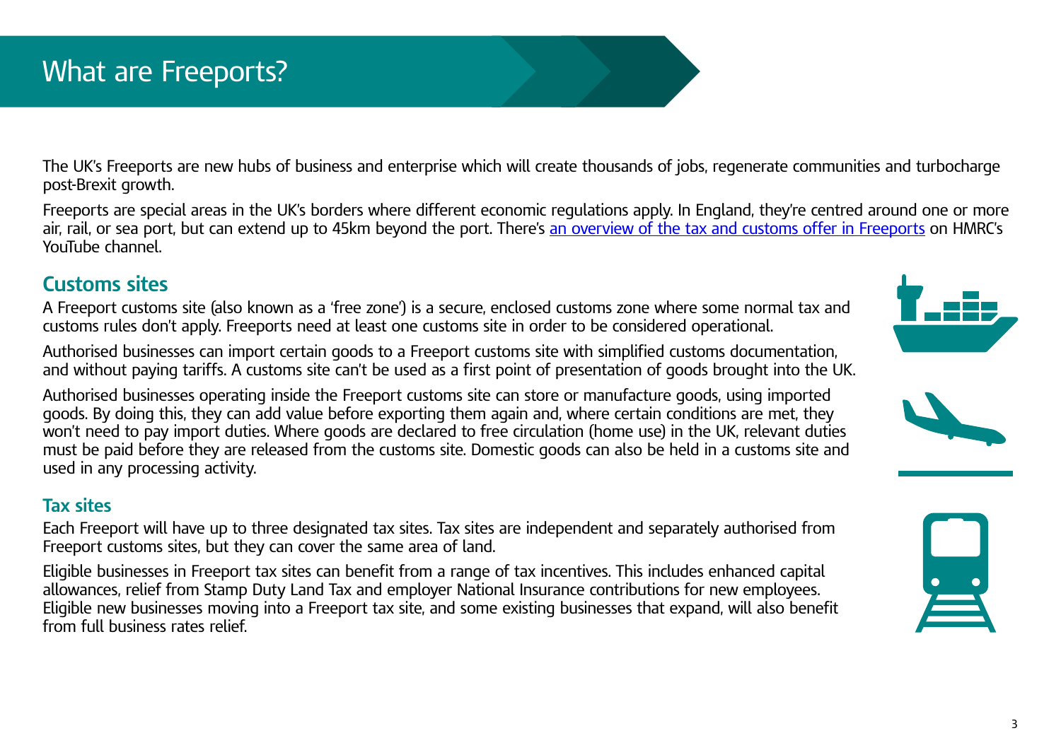# What are Freeports?

The UK's Freeports are new hubs of business and enterprise which will create thousands of jobs, regenerate communities and turbocharge post-Brexit growth.

Freeports are special areas in the UK's borders where different economic regulations apply. In England, they're centred around one or more air, rail, or sea port, but can extend up to 45km beyond the port. There's an overview of the tax and customs offer in Freeports on HMRC's YouTube channel.

## Customs sites

A Freeport customs site (also known as a 'free zone') is a secure, enclosed customs zone where some normal tax and customs rules don't apply. Freeports need at least one customs site in order to be considered operational.

Authorised businesses can import certain goods to a Freeport customs site with simplified customs documentation, and without paying tariffs. A customs site can't be used as a first point of presentation of goods brought into the UK.

Authorised businesses operating inside the Freeport customs site can store or manufacture goods, using imported goods. By doing this, they can add value before exporting them again and, where certain conditions are met, they won't need to pay import duties. Where goods are declared to free circulation (home use) in the UK, relevant duties must be paid before they are released from the customs site. Domestic goods can also be held in a customs site and used in any processing activity.

## Tax sites

Each Freeport will have up to three designated tax sites. Tax sites are independent and separately authorised from Freeport customs sites, but they can cover the same area of land.

Eligible businesses in Freeport tax sites can benefit from a range of tax incentives. This includes enhanced capital allowances, relief from Stamp Duty Land Tax and employer National Insurance contributions for new employees. Eligible new businesses moving into a Freeport tax site, and some existing businesses that expand, will also benefit from full business rates relief.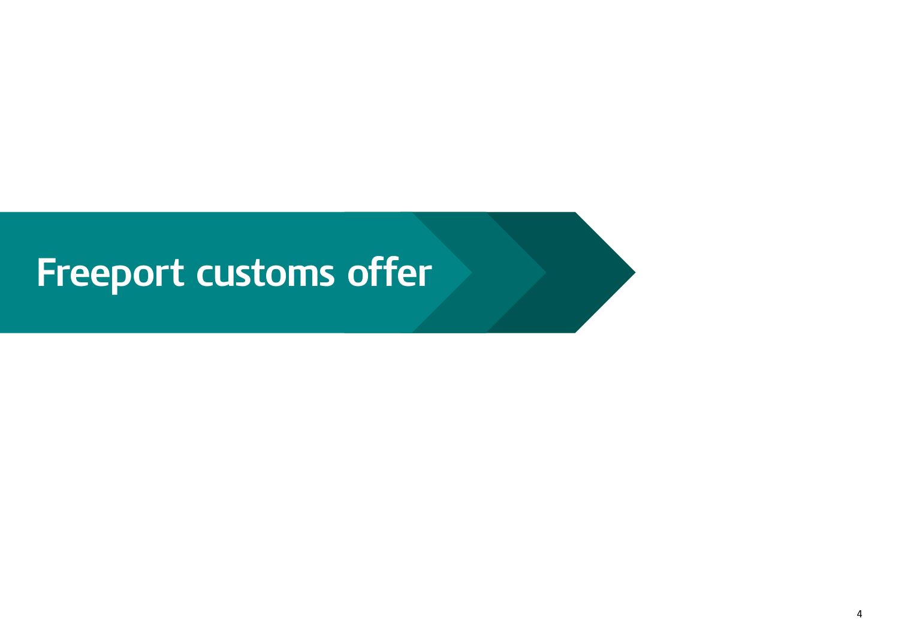# Freeport customs offer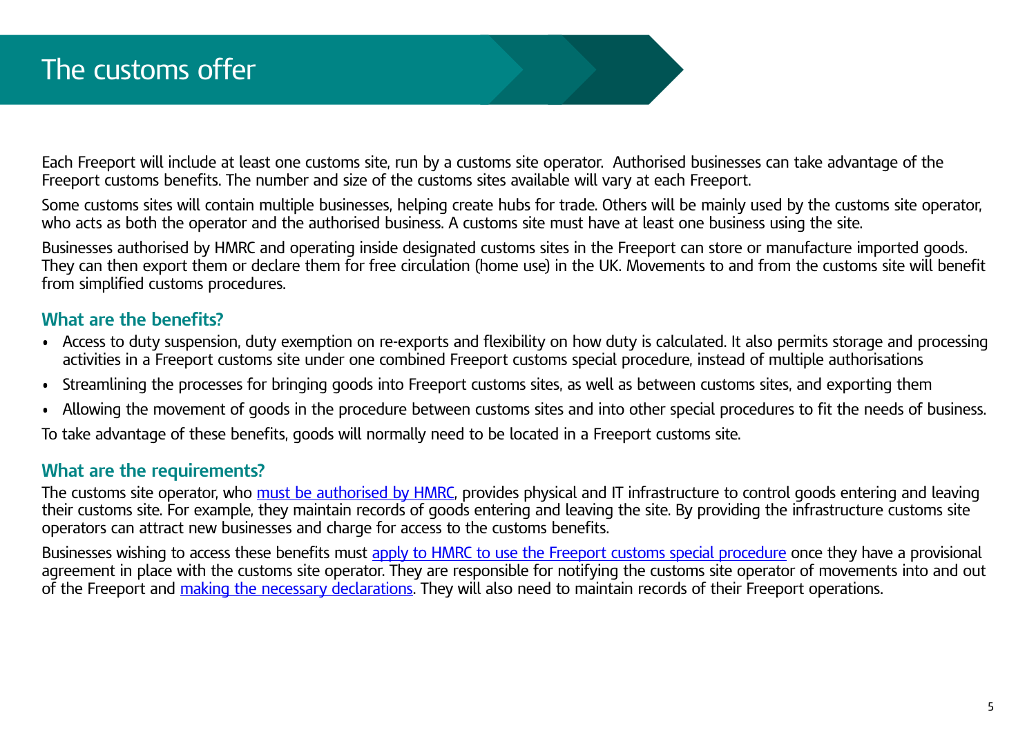# The customs offer

Each Freeport will include at least one customs site, run by a customs site operator. Authorised businesses can take advantage of the Freeport customs benefits. The number and size of the customs sites available will vary at each Freeport.

Some customs sites will contain multiple businesses, helping create hubs for trade. Others will be mainly used by the customs site operator, who acts as both the operator and the authorised business. A customs site must have at least one business using the site.

Businesses authorised by HMRC and operating inside designated customs sites in the Freeport can store or manufacture imported goods. They can then export them or declare them for free circulation (home use) in the UK. Movements to and from the customs site will benefit from simplified customs procedures.

## What are the benefits?

- Access to duty suspension, duty exemption on re-exports and flexibility on how duty is calculated. It also permits storage and processing activities in a Freeport customs site under one combined Freeport customs special procedure, instead of multiple authorisations
- Streamlining the processes for bringing goods into Freeport customs sites, as well as between customs sites, and exporting them
- Allowing the movement of goods in the procedure between customs sites and into other special procedures to fit the needs of business.

To take advantage of these benefits, goods will normally need to be located in a Freeport customs site.

## What are the requirements?

The customs site operator, who must be authorised by HMRC, provides physical and IT infrastructure to control goods entering and leaving their customs site. For example, they maintain records of goods entering and leaving the site. By providing the infrastructure customs site operators can attract new businesses and charge for access to the customs benefits.

Businesses wishing to access these benefits must apply to HMRC to use the Freeport customs special procedure once they have a provisional agreement in place with the customs site operator. They are responsible for notifying the customs site operator of movements into and out of the Freeport and making the necessary declarations. They will also need to maintain records of their Freeport operations.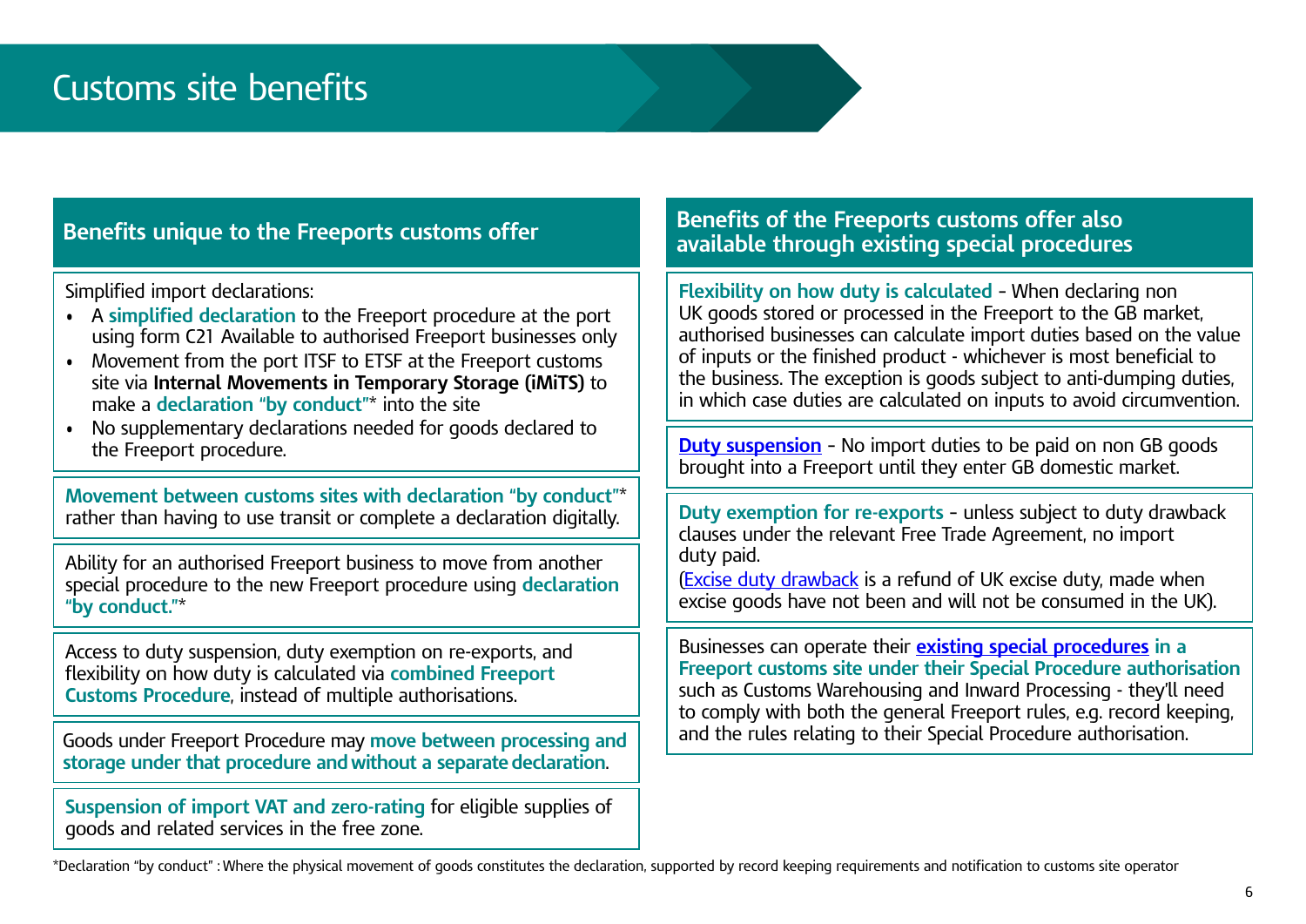# Customs site benefits

## Benefits unique to the Freeports customs offer

Simplified import declarations:

- A **simplified declaration** to the Freeport procedure at the port using form C21 Available to authorised Freeport businesses only
- Movement from the port ITSF to ETSF at the Freeport customs site via **Internal Movements in Temporary Storage (iMiTS)** to make a **declaration "by conduct"*** into the site
- No supplementary declarations needed for goods declared to the Freeport procedure.

**Movement between customs sites with declaration "by conduct"*** rather than having to use transit or complete a declaration digitally.

Ability for an authorised Freeport business to move from another special procedure to the new Freeport procedure using **declaration "by conduct."***

Access to duty suspension, duty exemption on re-exports, and flexibility on how duty is calculated via **combined Freeport Customs Procedure**, instead of multiple authorisations.

Goods under Freeport Procedure may **move between processing and storage under that procedure and without a separate declaration**.

**Suspension of import VAT and zero-rating** for eligible supplies of goods and related services in the free zone.

## Benefits of the Freeports customs offer also available through existing special procedures

**Flexibility on how duty is calculated** - When declaring non UK goods stored or processed in the Freeport to the GB market, authorised businesses can calculate import duties based on the value of inputs or the finished product - whichever is most beneficial to the business. The exception is goods subject to anti-dumping duties, in which case duties are calculated on inputs to avoid circumvention.

**Duty suspension** - No import duties to be paid on non GB goods brought into a Freeport until they enter GB domestic market.

**Duty exemption for re-exports** - unless subject to duty drawback clauses under the relevant Free Trade Agreement, no import duty paid.
(Excise duty drawback is a refund of UK excise duty, made when excise goods have not been and will not be consumed in the UK).

Businesses can operate their **existing special procedures in a Freeport customs site under their Special Procedure authorisation** such as Customs Warehousing and Inward Processing - they'll need to comply with both the general Freeport rules, e.g. record keeping, and the rules relating to their Special Procedure authorisation.

*Declaration "by conduct" : Where the physical movement of goods constitutes the declaration, supported by record keeping requirements and notification to customs site operator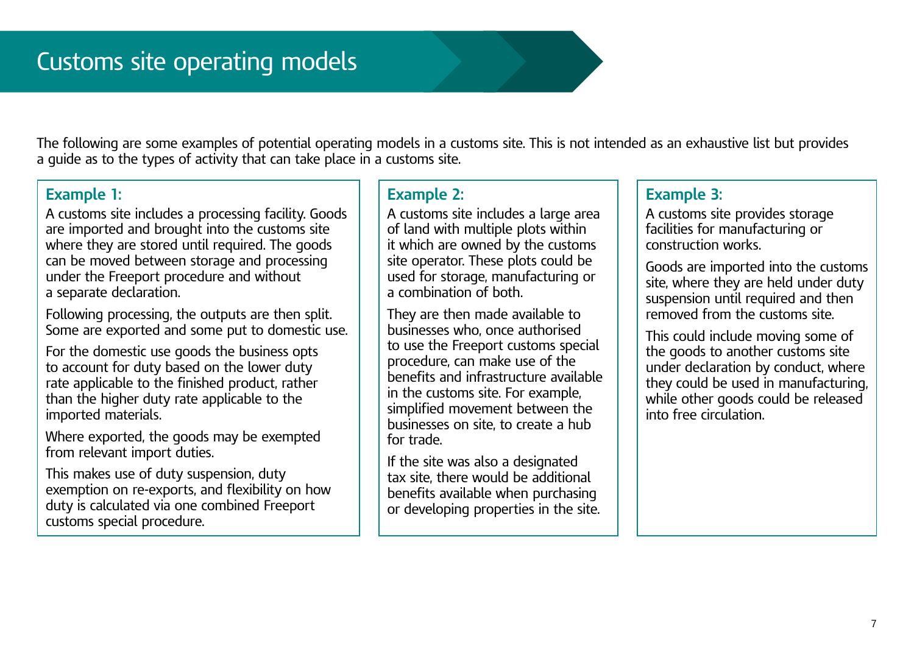# Customs site operating models

The following are some examples of potential operating models in a customs site. This is not intended as an exhaustive list but provides a guide as to the types of activity that can take place in a customs site.

### Example 1:

A customs site includes a processing facility. Goods are imported and brought into the customs site where they are stored until required. The goods can be moved between storage and processing under the Freeport procedure and without a separate declaration.

Following processing, the outputs are then split. Some are exported and some put to domestic use.

For the domestic use goods the business opts to account for duty based on the lower duty rate applicable to the finished product, rather than the higher duty rate applicable to the imported materials.

Where exported, the goods may be exempted from relevant import duties.

This makes use of duty suspension, duty exemption on re-exports, and flexibility on how duty is calculated via one combined Freeport customs special procedure.

### Example 2:

A customs site includes a large area of land with multiple plots within it which are owned by the customs site operator. These plots could be used for storage, manufacturing or a combination of both.

They are then made available to businesses who, once authorised to use the Freeport customs special procedure, can make use of the benefits and infrastructure available in the customs site. For example, simplified movement between the businesses on site, to create a hub for trade.

If the site was also a designated tax site, there would be additional benefits available when purchasing or developing properties in the site.

### Example 3:

A customs site provides storage facilities for manufacturing or construction works.

Goods are imported into the customs site, where they are held under duty suspension until required and then removed from the customs site.

This could include moving some of the goods to another customs site under declaration by conduct, where they could be used in manufacturing, while other goods could be released into free circulation.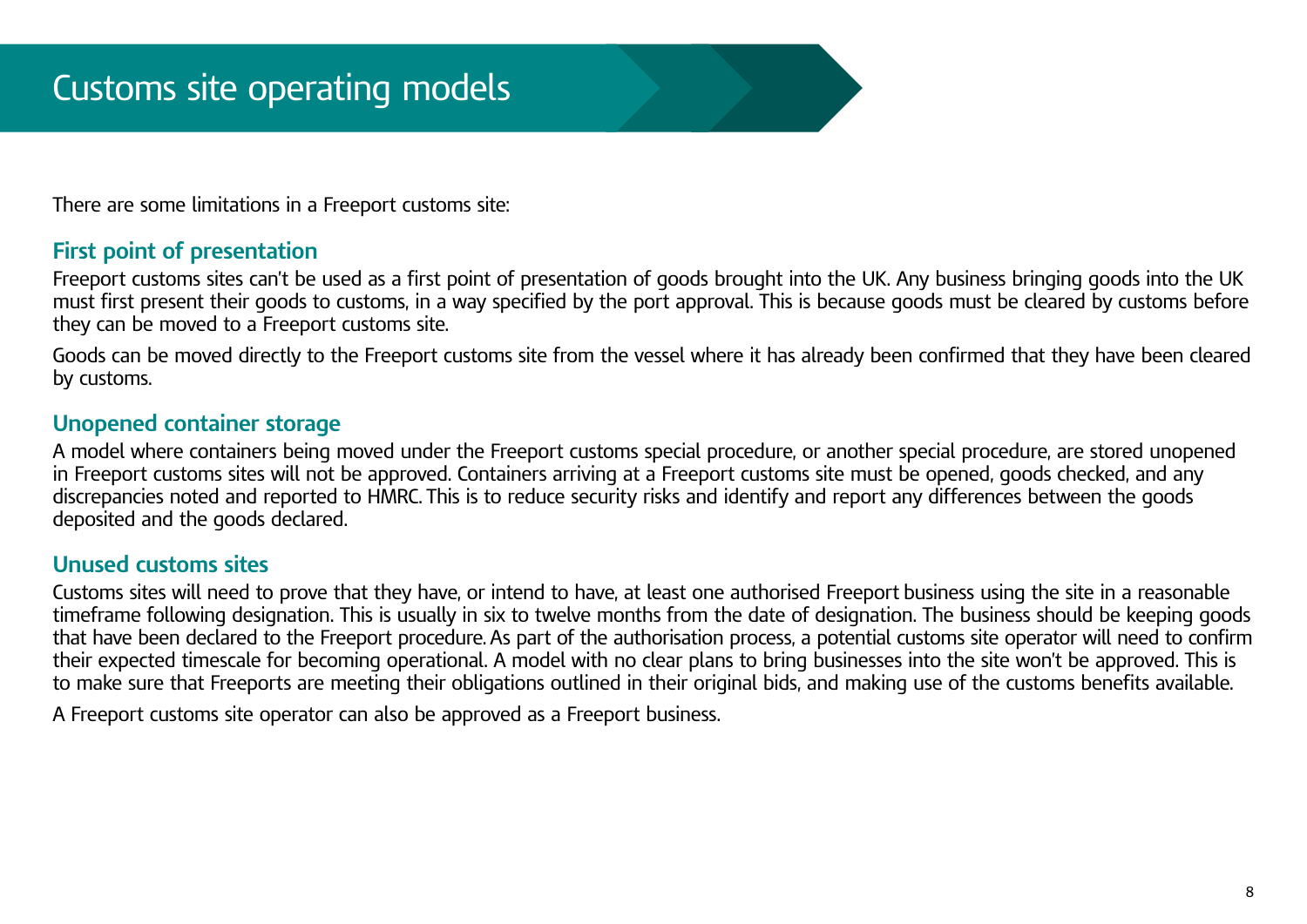# Customs site operating models

There are some limitations in a Freeport customs site:

## First point of presentation

Freeport customs sites can't be used as a first point of presentation of goods brought into the UK. Any business bringing goods into the UK must first present their goods to customs, in a way specified by the port approval. This is because goods must be cleared by customs before they can be moved to a Freeport customs site.

Goods can be moved directly to the Freeport customs site from the vessel where it has already been confirmed that they have been cleared by customs.

## Unopened container storage

A model where containers being moved under the Freeport customs special procedure, or another special procedure, are stored unopened in Freeport customs sites will not be approved. Containers arriving at a Freeport customs site must be opened, goods checked, and any discrepancies noted and reported to HMRC. This is to reduce security risks and identify and report any differences between the goods deposited and the goods declared.

## Unused customs sites

Customs sites will need to prove that they have, or intend to have, at least one authorised Freeport business using the site in a reasonable timeframe following designation. This is usually in six to twelve months from the date of designation. The business should be keeping goods that have been declared to the Freeport procedure. As part of the authorisation process, a potential customs site operator will need to confirm their expected timescale for becoming operational. A model with no clear plans to bring businesses into the site won't be approved. This is to make sure that Freeports are meeting their obligations outlined in their original bids, and making use of the customs benefits available.

A Freeport customs site operator can also be approved as a Freeport business.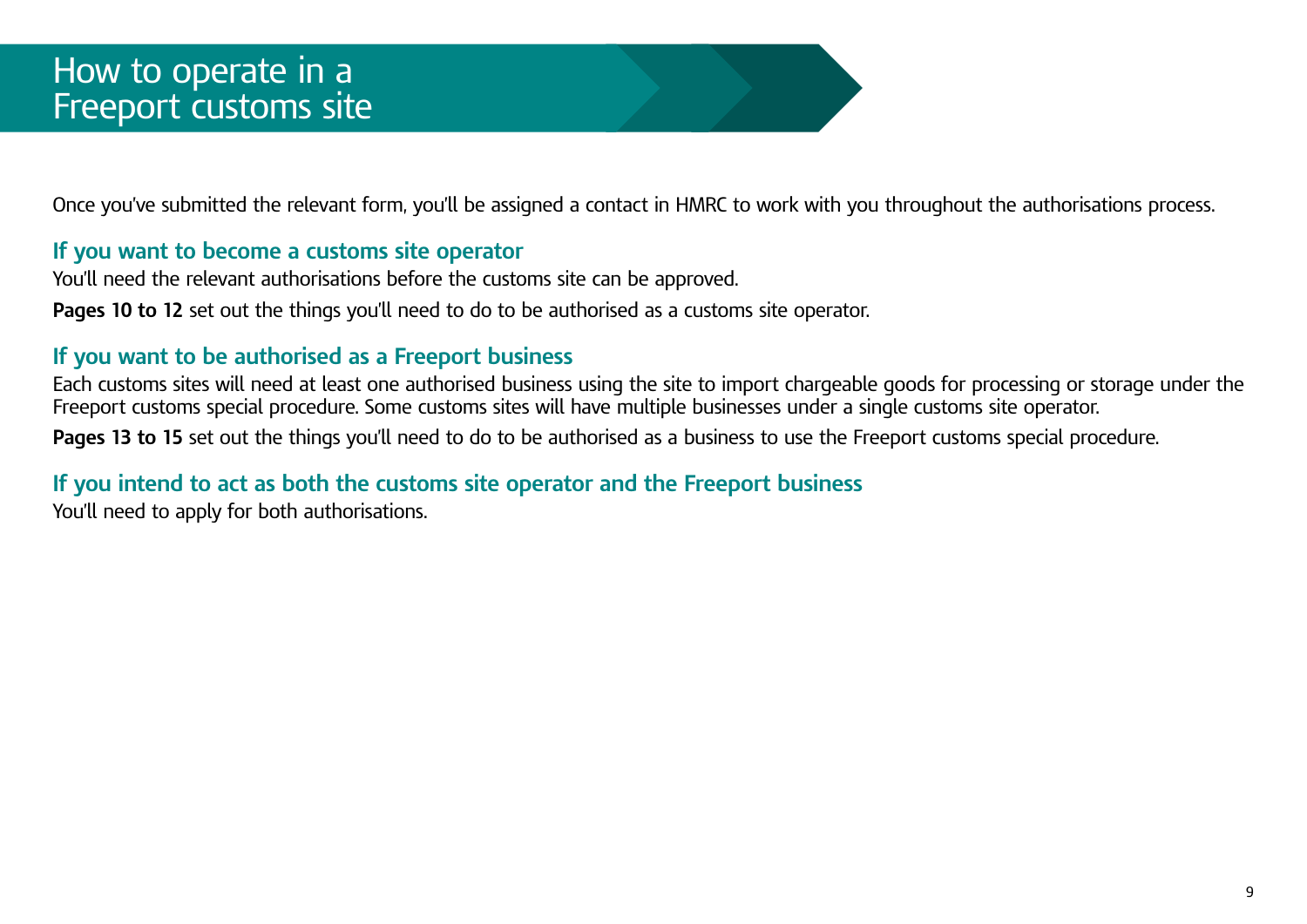# How to operate in a Freeport customs site

Once you've submitted the relevant form, you'll be assigned a contact in HMRC to work with you throughout the authorisations process.

### If you want to become a customs site operator

You'll need the relevant authorisations before the customs site can be approved.

**Pages 10 to 12** set out the things you'll need to do to be authorised as a customs site operator.

### If you want to be authorised as a Freeport business

Each customs sites will need at least one authorised business using the site to import chargeable goods for processing or storage under the Freeport customs special procedure. Some customs sites will have multiple businesses under a single customs site operator.

**Pages 13 to 15** set out the things you'll need to do to be authorised as a business to use the Freeport customs special procedure.

### If you intend to act as both the customs site operator and the Freeport business

You'll need to apply for both authorisations.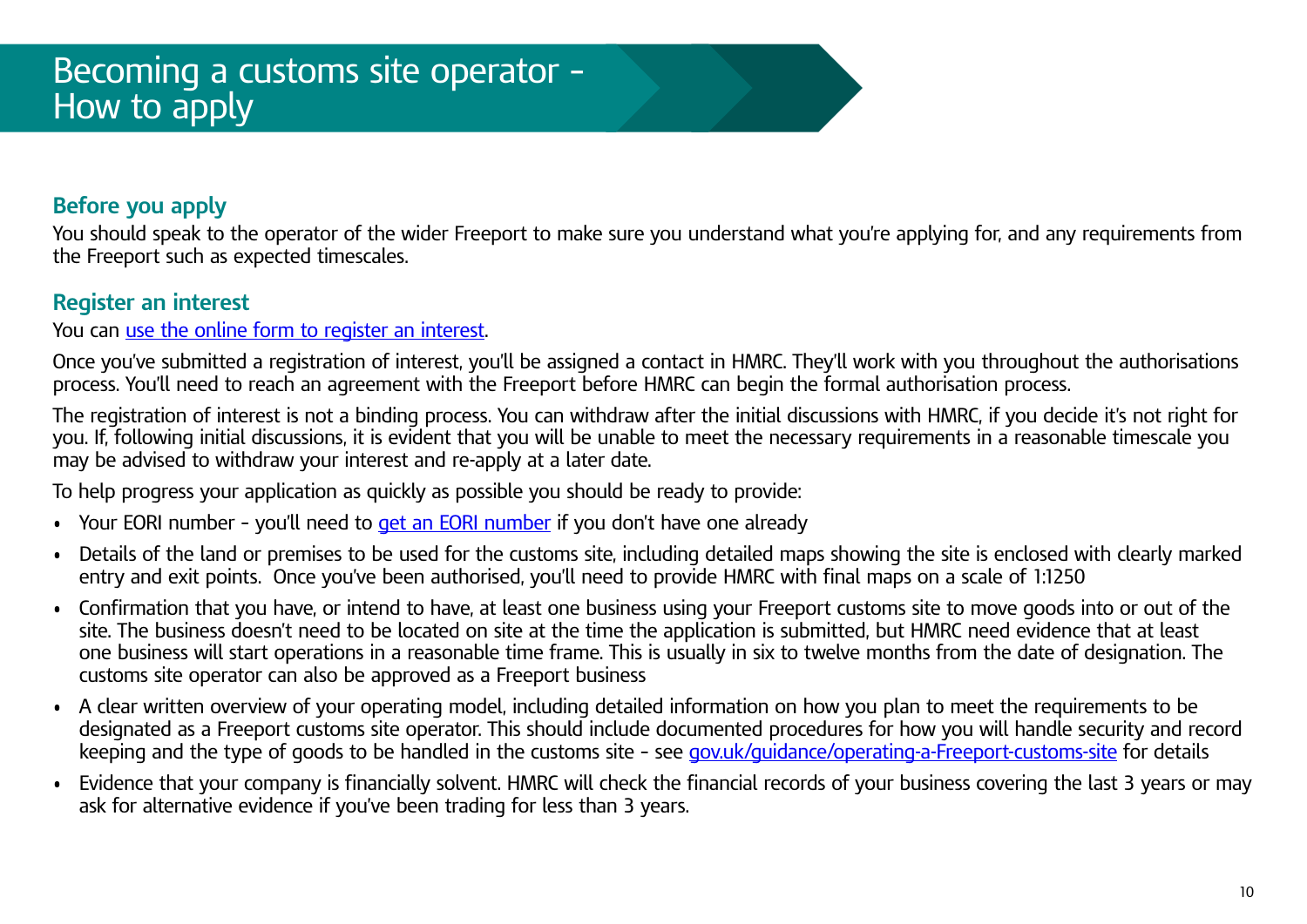# Becoming a customs site operator - How to apply

## Before you apply

You should speak to the operator of the wider Freeport to make sure you understand what you're applying for, and any requirements from the Freeport such as expected timescales.

## Register an interest

You can use the online form to register an interest.

Once you've submitted a registration of interest, you'll be assigned a contact in HMRC. They'll work with you throughout the authorisations process. You'll need to reach an agreement with the Freeport before HMRC can begin the formal authorisation process.

The registration of interest is not a binding process. You can withdraw after the initial discussions with HMRC, if you decide it's not right for you. If, following initial discussions, it is evident that you will be unable to meet the necessary requirements in a reasonable timescale you may be advised to withdraw your interest and re-apply at a later date.

To help progress your application as quickly as possible you should be ready to provide:

- Your EORI number - you'll need to get an EORI number if you don't have one already
- Details of the land or premises to be used for the customs site, including detailed maps showing the site is enclosed with clearly marked entry and exit points. Once you've been authorised, you'll need to provide HMRC with final maps on a scale of 1:1250
- Confirmation that you have, or intend to have, at least one business using your Freeport customs site to move goods into or out of the site. The business doesn't need to be located on site at the time the application is submitted, but HMRC need evidence that at least one business will start operations in a reasonable time frame. This is usually in six to twelve months from the date of designation. The customs site operator can also be approved as a Freeport business
- A clear written overview of your operating model, including detailed information on how you plan to meet the requirements to be designated as a Freeport customs site operator. This should include documented procedures for how you will handle security and record keeping and the type of goods to be handled in the customs site - see gov.uk/guidance/operating-a-Freeport-customs-site for details
- Evidence that your company is financially solvent. HMRC will check the financial records of your business covering the last 3 years or may ask for alternative evidence if you've been trading for less than 3 years.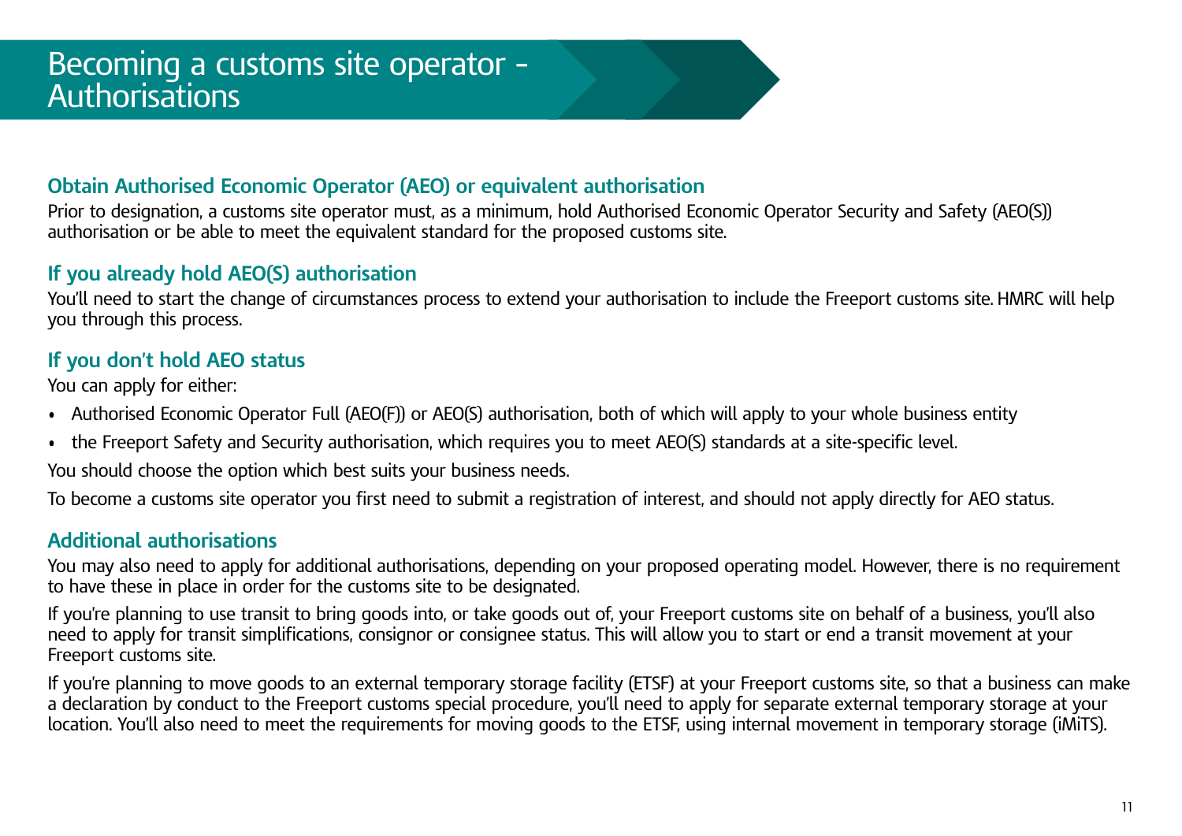# Becoming a customs site operator - Authorisations

## Obtain Authorised Economic Operator (AEO) or equivalent authorisation

Prior to designation, a customs site operator must, as a minimum, hold Authorised Economic Operator Security and Safety (AEO(S)) authorisation or be able to meet the equivalent standard for the proposed customs site.

## If you already hold AEO(S) authorisation

You'll need to start the change of circumstances process to extend your authorisation to include the Freeport customs site. HMRC will help you through this process.

## If you don't hold AEO status

You can apply for either:

- Authorised Economic Operator Full (AEO(F)) or AEO(S) authorisation, both of which will apply to your whole business entity
- the Freeport Safety and Security authorisation, which requires you to meet AEO(S) standards at a site-specific level.

You should choose the option which best suits your business needs.

To become a customs site operator you first need to submit a registration of interest, and should not apply directly for AEO status.

## Additional authorisations

You may also need to apply for additional authorisations, depending on your proposed operating model. However, there is no requirement to have these in place in order for the customs site to be designated.

If you're planning to use transit to bring goods into, or take goods out of, your Freeport customs site on behalf of a business, you'll also need to apply for transit simplifications, consignor or consignee status. This will allow you to start or end a transit movement at your Freeport customs site.

If you're planning to move goods to an external temporary storage facility (ETSF) at your Freeport customs site, so that a business can make a declaration by conduct to the Freeport customs special procedure, you'll need to apply for separate external temporary storage at your location. You'll also need to meet the requirements for moving goods to the ETSF, using internal movement in temporary storage (iMiTS).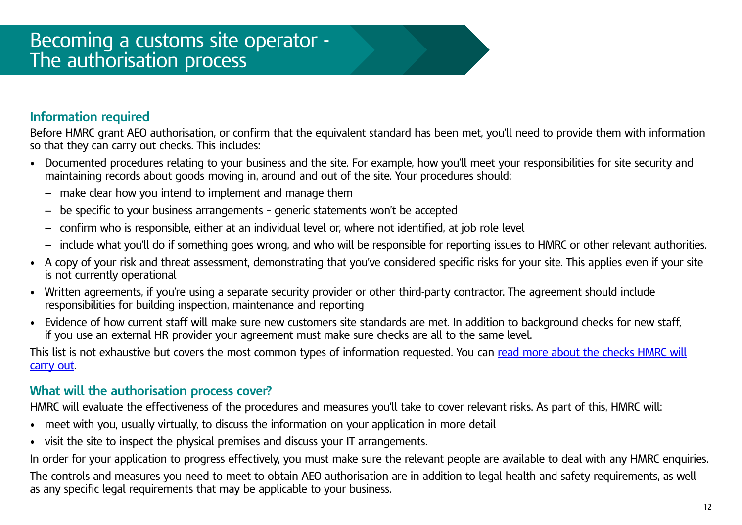# Becoming a customs site operator - The authorisation process

## Information required

Before HMRC grant AEO authorisation, or confirm that the equivalent standard has been met, you'll need to provide them with information so that they can carry out checks. This includes:

- Documented procedures relating to your business and the site. For example, how you'll meet your responsibilities for site security and maintaining records about goods moving in, around and out of the site. Your procedures should:
  - make clear how you intend to implement and manage them
  - be specific to your business arrangements - generic statements won't be accepted
  - confirm who is responsible, either at an individual level or, where not identified, at job role level
  - include what you'll do if something goes wrong, and who will be responsible for reporting issues to HMRC or other relevant authorities.
- A copy of your risk and threat assessment, demonstrating that you've considered specific risks for your site. This applies even if your site is not currently operational
- Written agreements, if you're using a separate security provider or other third-party contractor. The agreement should include responsibilities for building inspection, maintenance and reporting
- Evidence of how current staff will make sure new customers site standards are met. In addition to background checks for new staff, if you use an external HR provider your agreement must make sure checks are all to the same level.

This list is not exhaustive but covers the most common types of information requested. You can [read more about the checks HMRC will carry out](#).

## What will the authorisation process cover?

HMRC will evaluate the effectiveness of the procedures and measures you'll take to cover relevant risks. As part of this, HMRC will:

- meet with you, usually virtually, to discuss the information on your application in more detail
- visit the site to inspect the physical premises and discuss your IT arrangements.

In order for your application to progress effectively, you must make sure the relevant people are available to deal with any HMRC enquiries.

The controls and measures you need to meet to obtain AEO authorisation are in addition to legal health and safety requirements, as well as any specific legal requirements that may be applicable to your business.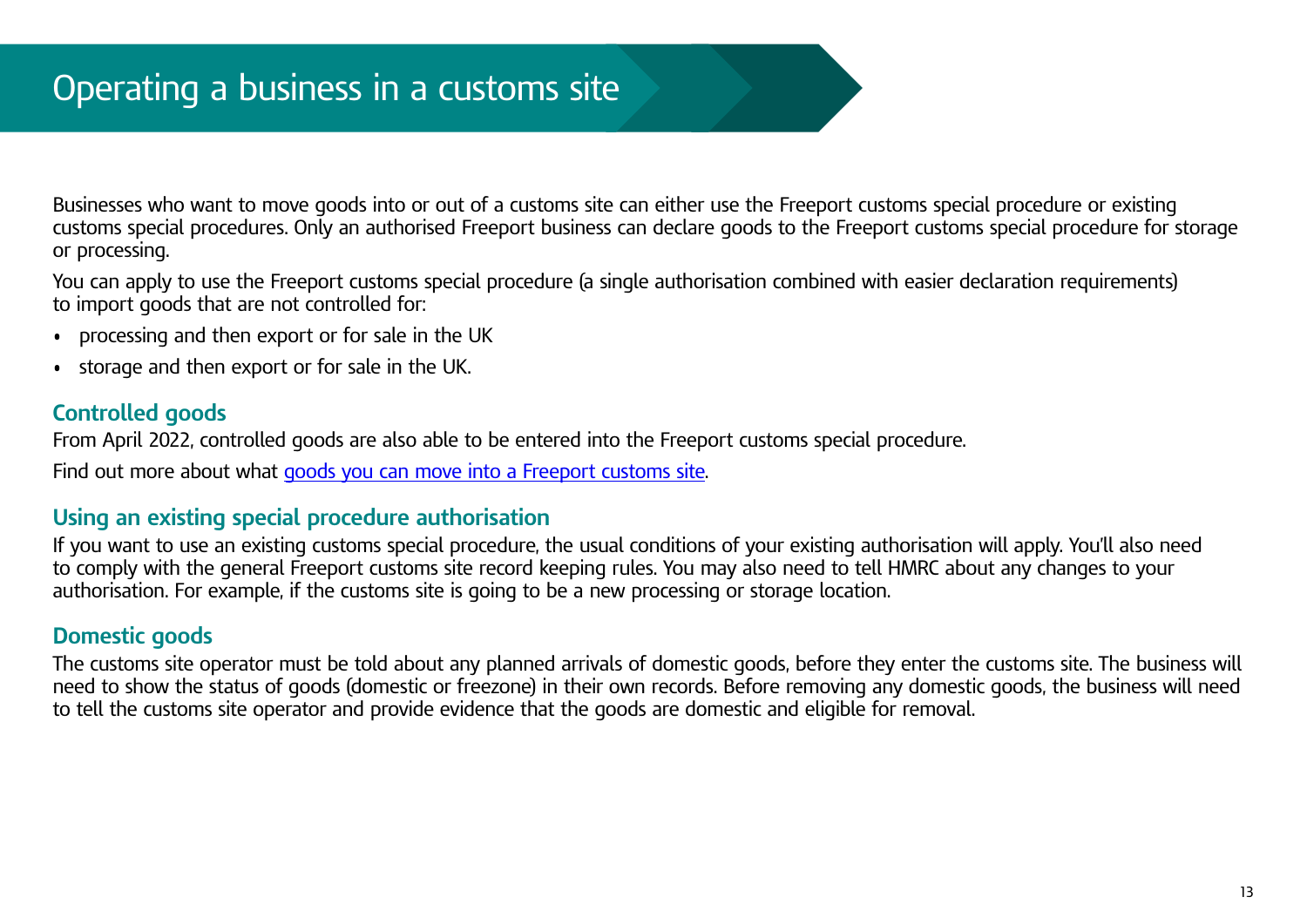# Operating a business in a customs site

Businesses who want to move goods into or out of a customs site can either use the Freeport customs special procedure or existing customs special procedures. Only an authorised Freeport business can declare goods to the Freeport customs special procedure for storage or processing.

You can apply to use the Freeport customs special procedure (a single authorisation combined with easier declaration requirements) to import goods that are not controlled for:

- processing and then export or for sale in the UK
- storage and then export or for sale in the UK.

## Controlled goods

From April 2022, controlled goods are also able to be entered into the Freeport customs special procedure.

Find out more about what [goods you can move into a Freeport customs site](goods you can move into a Freeport customs site).

## Using an existing special procedure authorisation

If you want to use an existing customs special procedure, the usual conditions of your existing authorisation will apply. You'll also need to comply with the general Freeport customs site record keeping rules. You may also need to tell HMRC about any changes to your authorisation. For example, if the customs site is going to be a new processing or storage location.

## Domestic goods

The customs site operator must be told about any planned arrivals of domestic goods, before they enter the customs site. The business will need to show the status of goods (domestic or freezone) in their own records. Before removing any domestic goods, the business will need to tell the customs site operator and provide evidence that the goods are domestic and eligible for removal.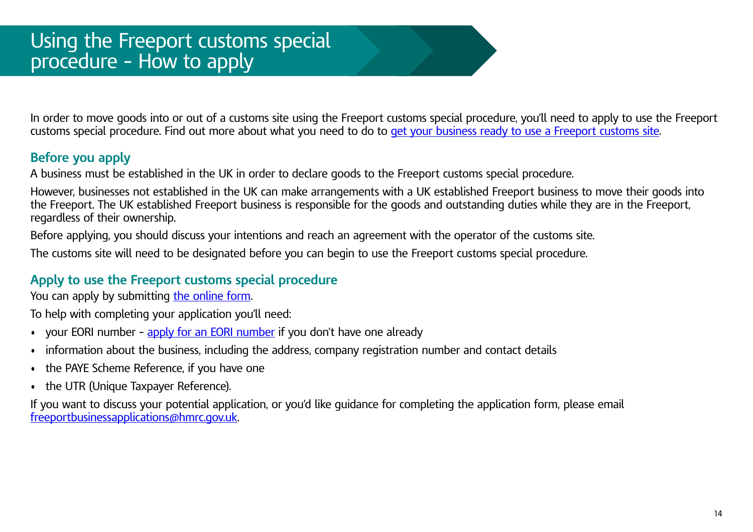# Using the Freeport customs special procedure - How to apply

In order to move goods into or out of a customs site using the Freeport customs special procedure, you'll need to apply to use the Freeport customs special procedure. Find out more about what you need to do to [get your business ready to use a Freeport customs site](#).

## Before you apply

A business must be established in the UK in order to declare goods to the Freeport customs special procedure.

However, businesses not established in the UK can make arrangements with a UK established Freeport business to move their goods into the Freeport. The UK established Freeport business is responsible for the goods and outstanding duties while they are in the Freeport, regardless of their ownership.

Before applying, you should discuss your intentions and reach an agreement with the operator of the customs site.

The customs site will need to be designated before you can begin to use the Freeport customs special procedure.

## Apply to use the Freeport customs special procedure

You can apply by submitting [the online form](#).

To help with completing your application you'll need:

- your EORI number - [apply for an EORI number](#) if you don't have one already
- information about the business, including the address, company registration number and contact details
- the PAYE Scheme Reference, if you have one
- the UTR (Unique Taxpayer Reference).

If you want to discuss your potential application, or you'd like guidance for completing the application form, please email [freeportbusinessapplications@hmrc.gov.uk](mailto:freeportbusinessapplications@hmrc.gov.uk).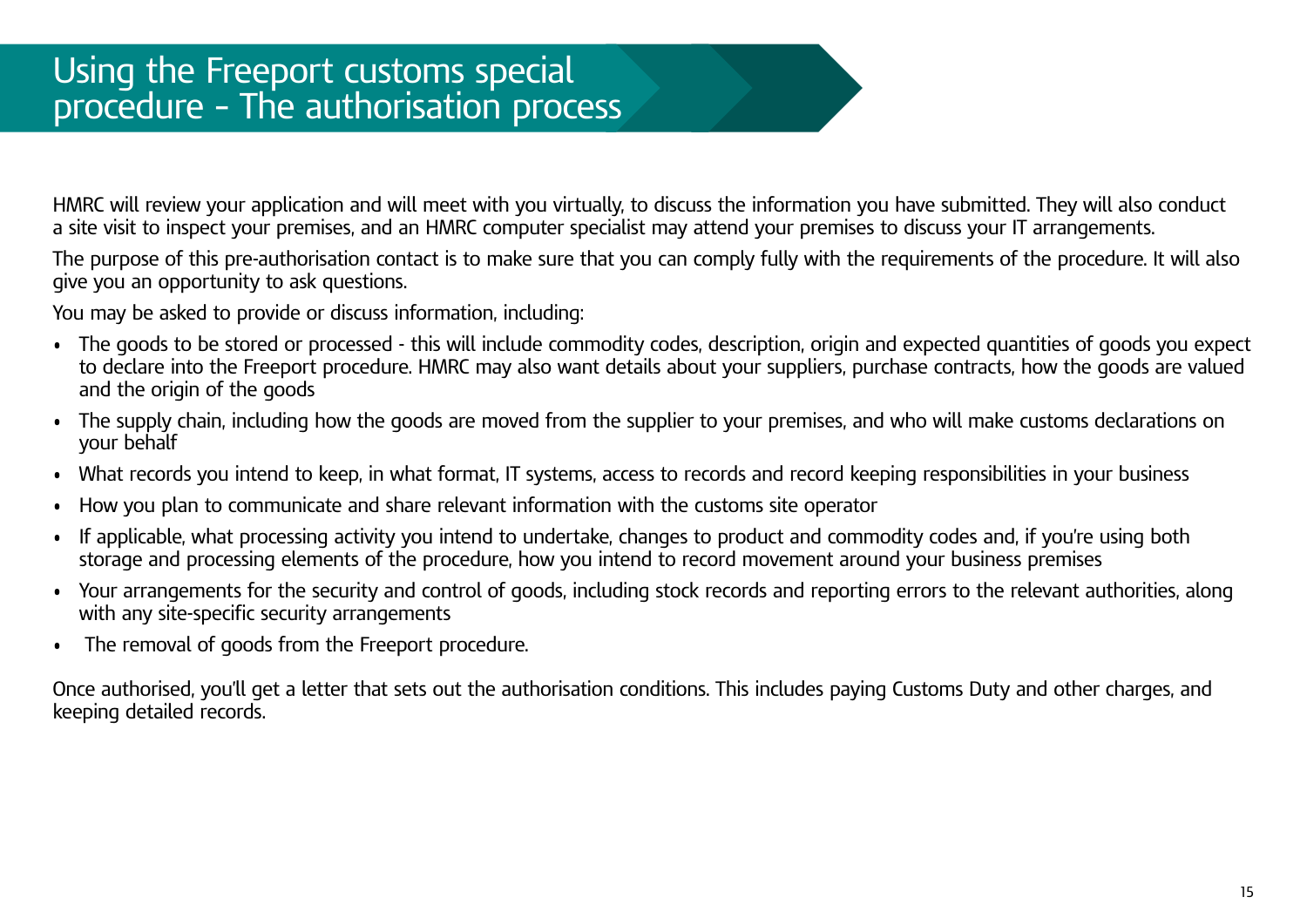# Using the Freeport customs special procedure - The authorisation process

HMRC will review your application and will meet with you virtually, to discuss the information you have submitted. They will also conduct a site visit to inspect your premises, and an HMRC computer specialist may attend your premises to discuss your IT arrangements.

The purpose of this pre-authorisation contact is to make sure that you can comply fully with the requirements of the procedure. It will also give you an opportunity to ask questions.

You may be asked to provide or discuss information, including:

- The goods to be stored or processed - this will include commodity codes, description, origin and expected quantities of goods you expect to declare into the Freeport procedure. HMRC may also want details about your suppliers, purchase contracts, how the goods are valued and the origin of the goods
- The supply chain, including how the goods are moved from the supplier to your premises, and who will make customs declarations on your behalf
- What records you intend to keep, in what format, IT systems, access to records and record keeping responsibilities in your business
- How you plan to communicate and share relevant information with the customs site operator
- If applicable, what processing activity you intend to undertake, changes to product and commodity codes and, if you're using both storage and processing elements of the procedure, how you intend to record movement around your business premises
- Your arrangements for the security and control of goods, including stock records and reporting errors to the relevant authorities, along with any site-specific security arrangements
- The removal of goods from the Freeport procedure.

Once authorised, you'll get a letter that sets out the authorisation conditions. This includes paying Customs Duty and other charges, and keeping detailed records.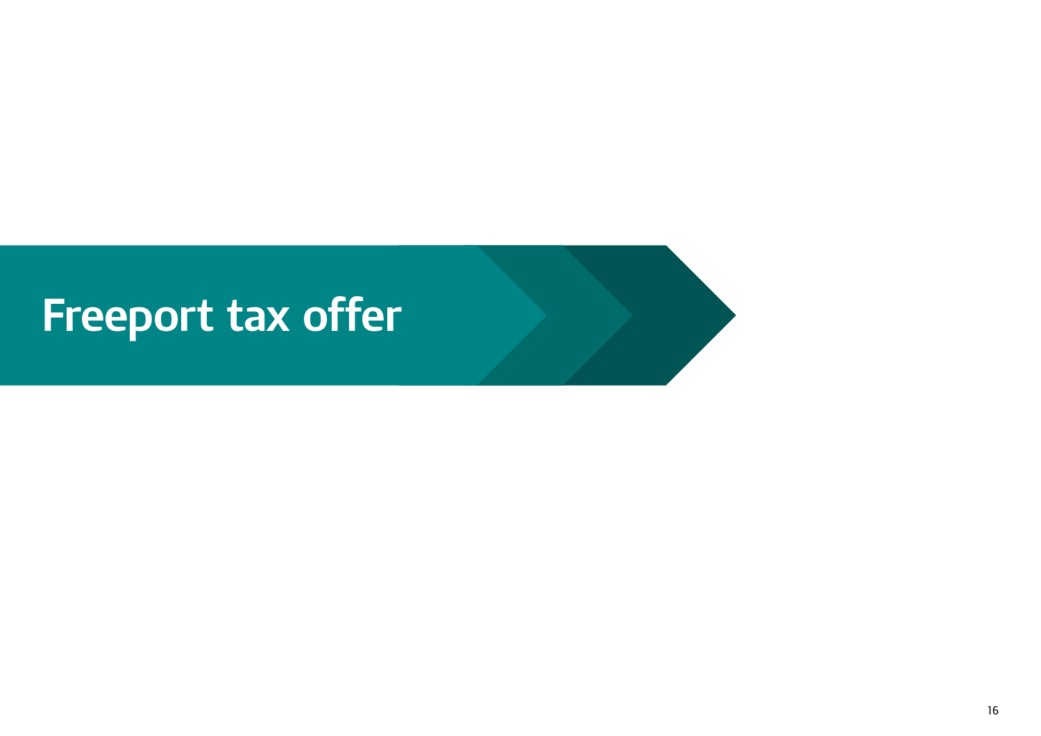# Freeport tax offer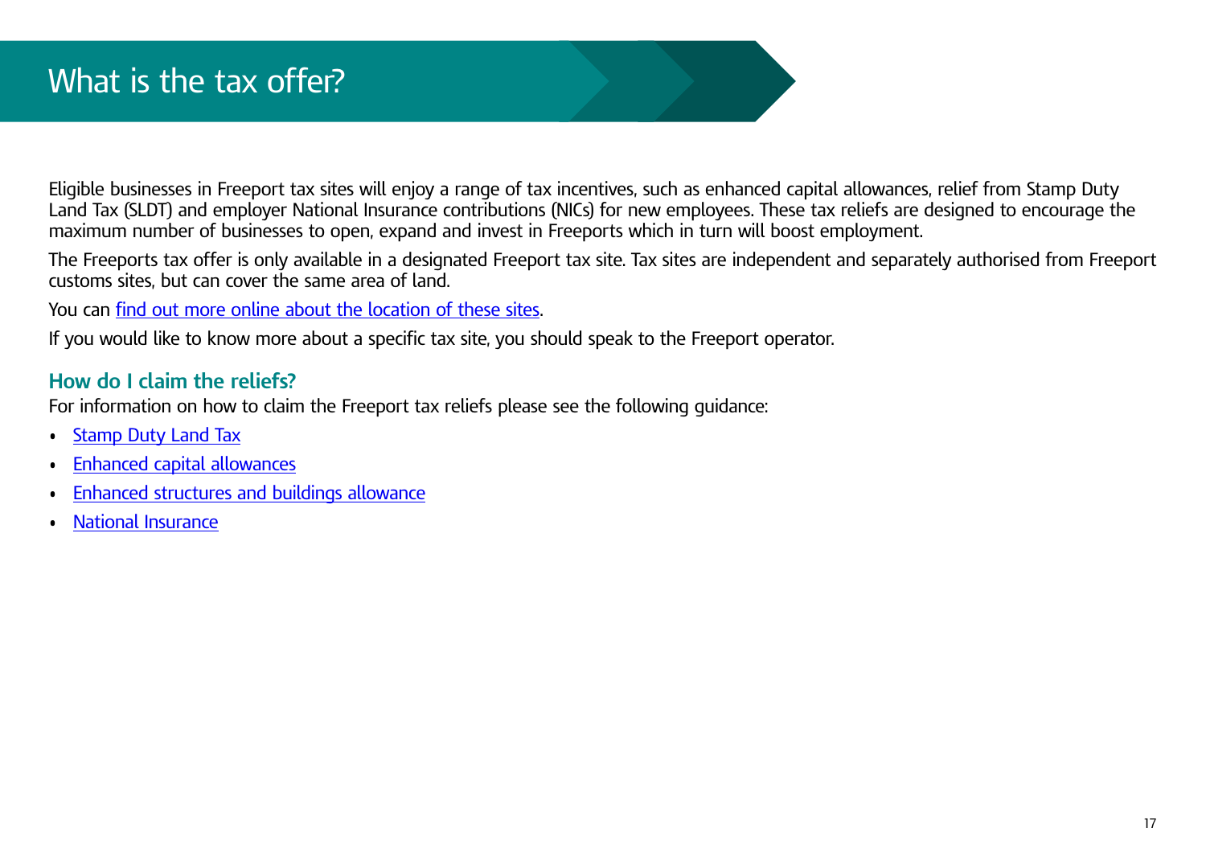# What is the tax offer?

Eligible businesses in Freeport tax sites will enjoy a range of tax incentives, such as enhanced capital allowances, relief from Stamp Duty Land Tax (SLDT) and employer National Insurance contributions (NICs) for new employees. These tax reliefs are designed to encourage the maximum number of businesses to open, expand and invest in Freeports which in turn will boost employment.

The Freeports tax offer is only available in a designated Freeport tax site. Tax sites are independent and separately authorised from Freeport customs sites, but can cover the same area of land.

You can find out more online about the location of these sites.

If you would like to know more about a specific tax site, you should speak to the Freeport operator.

## How do I claim the reliefs?

For information on how to claim the Freeport tax reliefs please see the following guidance:

- Stamp Duty Land Tax
- Enhanced capital allowances
- Enhanced structures and buildings allowance
- National Insurance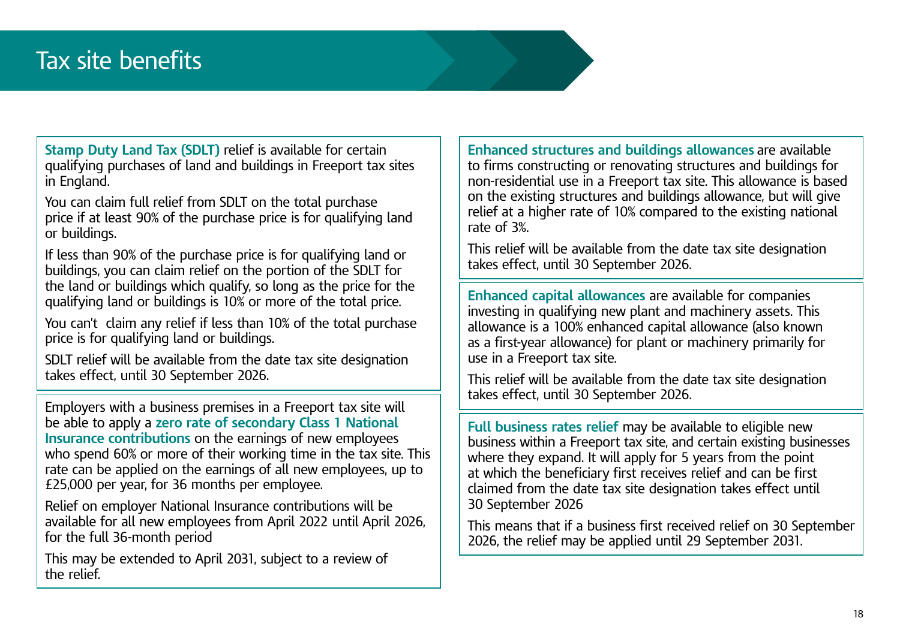# Tax site benefits

**Stamp Duty Land Tax (SDLT)** relief is available for certain qualifying purchases of land and buildings in Freeport tax sites in England.

You can claim full relief from SDLT on the total purchase price if at least 90% of the purchase price is for qualifying land or buildings.

If less than 90% of the purchase price is for qualifying land or buildings, you can claim relief on the portion of the SDLT for the land or buildings which qualify, so long as the price for the qualifying land or buildings is 10% or more of the total price.

You can't claim any relief if less than 10% of the total purchase price is for qualifying land or buildings.

SDLT relief will be available from the date tax site designation takes effect, until 30 September 2026.

Employers with a business premises in a Freeport tax site will be able to apply a **zero rate of secondary Class 1 National Insurance contributions** on the earnings of new employees who spend 60% or more of their working time in the tax site. This rate can be applied on the earnings of all new employees, up to £25,000 per year, for 36 months per employee.

Relief on employer National Insurance contributions will be available for all new employees from April 2022 until April 2026, for the full 36-month period

This may be extended to April 2031, subject to a review of the relief.

**Enhanced structures and buildings allowances** are available to firms constructing or renovating structures and buildings for non-residential use in a Freeport tax site. This allowance is based on the existing structures and buildings allowance, but will give relief at a higher rate of 10% compared to the existing national rate of 3%.

This relief will be available from the date tax site designation takes effect, until 30 September 2026.

**Enhanced capital allowances** are available for companies investing in qualifying new plant and machinery assets. This allowance is a 100% enhanced capital allowance (also known as a first-year allowance) for plant or machinery primarily for use in a Freeport tax site.

This relief will be available from the date tax site designation takes effect, until 30 September 2026.

**Full business rates relief** may be available to eligible new business within a Freeport tax site, and certain existing businesses where they expand. It will apply for 5 years from the point at which the beneficiary first receives relief and can be first claimed from the date tax site designation takes effect until 30 September 2026

This means that if a business first received relief on 30 September 2026, the relief may be applied until 29 September 2031.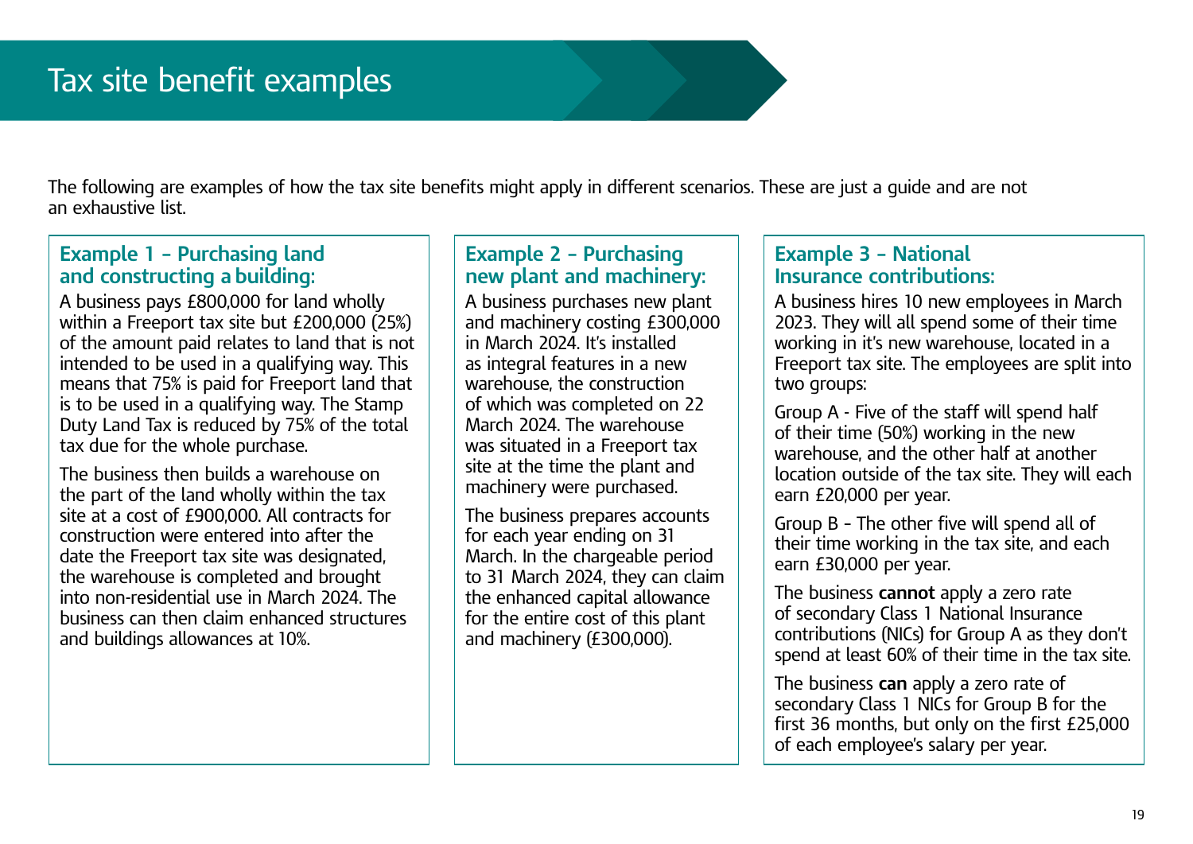# Tax site benefit examples

The following are examples of how the tax site benefits might apply in different scenarios. These are just a guide and are not an exhaustive list.

### Example 1 – Purchasing land and constructing a building:

A business pays £800,000 for land wholly within a Freeport tax site but £200,000 (25%) of the amount paid relates to land that is not intended to be used in a qualifying way. This means that 75% is paid for Freeport land that is to be used in a qualifying way. The Stamp Duty Land Tax is reduced by 75% of the total tax due for the whole purchase.

The business then builds a warehouse on the part of the land wholly within the tax site at a cost of £900,000. All contracts for construction were entered into after the date the Freeport tax site was designated, the warehouse is completed and brought into non-residential use in March 2024. The business can then claim enhanced structures and buildings allowances at 10%.

### Example 2 – Purchasing new plant and machinery:

A business purchases new plant and machinery costing £300,000 in March 2024. It's installed as integral features in a new warehouse, the construction of which was completed on 22 March 2024. The warehouse was situated in a Freeport tax site at the time the plant and machinery were purchased.

The business prepares accounts for each year ending on 31 March. In the chargeable period to 31 March 2024, they can claim the enhanced capital allowance for the entire cost of this plant and machinery (£300,000).

### Example 3 – National Insurance contributions:

A business hires 10 new employees in March 2023. They will all spend some of their time working in it's new warehouse, located in a Freeport tax site. The employees are split into two groups:

Group A - Five of the staff will spend half of their time (50%) working in the new warehouse, and the other half at another location outside of the tax site. They will each earn £20,000 per year.

Group B - The other five will spend all of their time working in the tax site, and each earn £30,000 per year.

The business **cannot** apply a zero rate of secondary Class 1 National Insurance contributions (NICs) for Group A as they don't spend at least 60% of their time in the tax site.

The business **can** apply a zero rate of secondary Class 1 NICs for Group B for the first 36 months, but only on the first £25,000 of each employee's salary per year.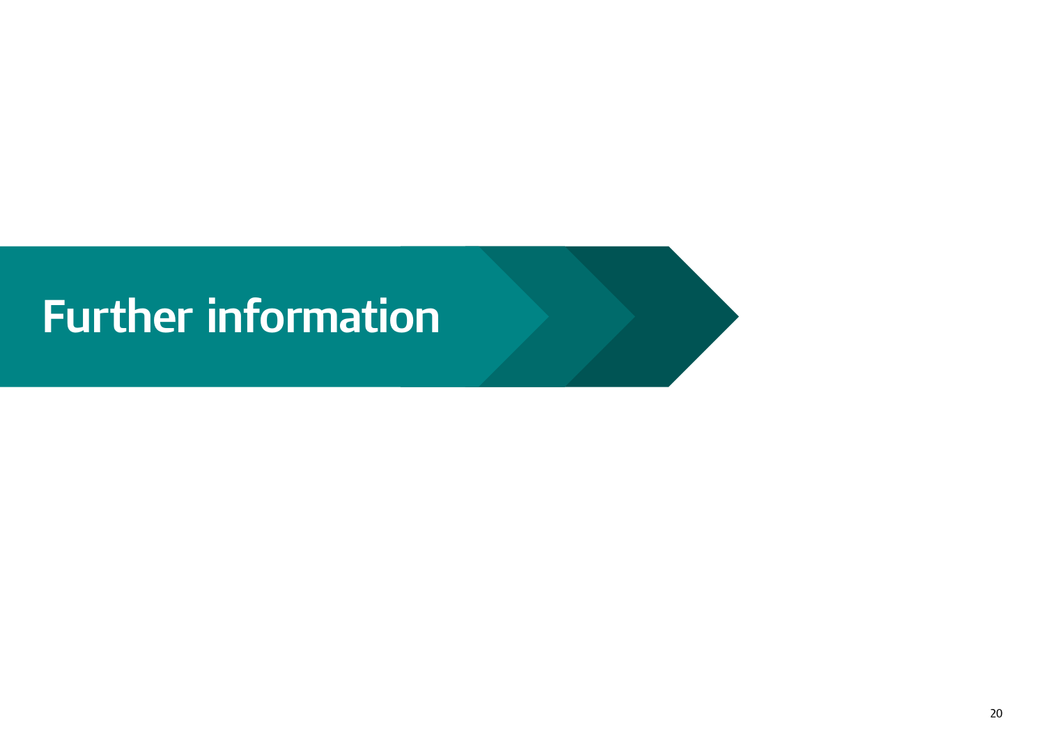# Further information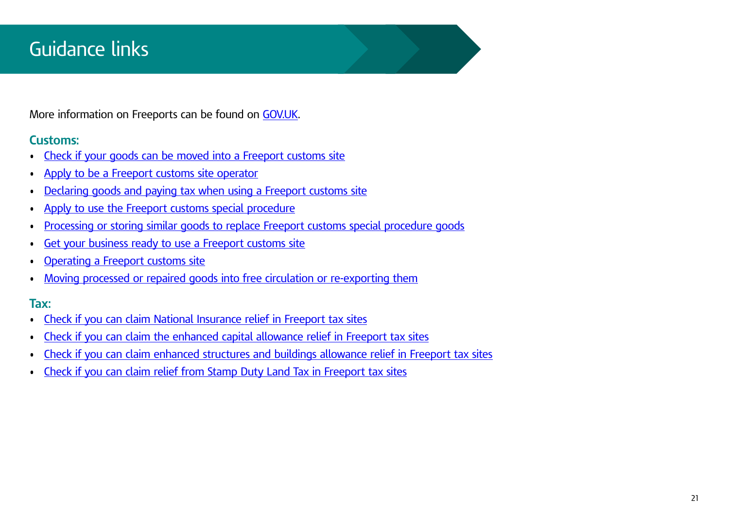# Guidance links

More information on Freeports can be found on GOV.UK.

### Customs:

- Check if your goods can be moved into a Freeport customs site
- Apply to be a Freeport customs site operator
- Declaring goods and paying tax when using a Freeport customs site
- Apply to use the Freeport customs special procedure
- Processing or storing similar goods to replace Freeport customs special procedure goods
- Get your business ready to use a Freeport customs site
- Operating a Freeport customs site
- Moving processed or repaired goods into free circulation or re-exporting them

### Tax:

- Check if you can claim National Insurance relief in Freeport tax sites
- Check if you can claim the enhanced capital allowance relief in Freeport tax sites
- Check if you can claim enhanced structures and buildings allowance relief in Freeport tax sites
- Check if you can claim relief from Stamp Duty Land Tax in Freeport tax sites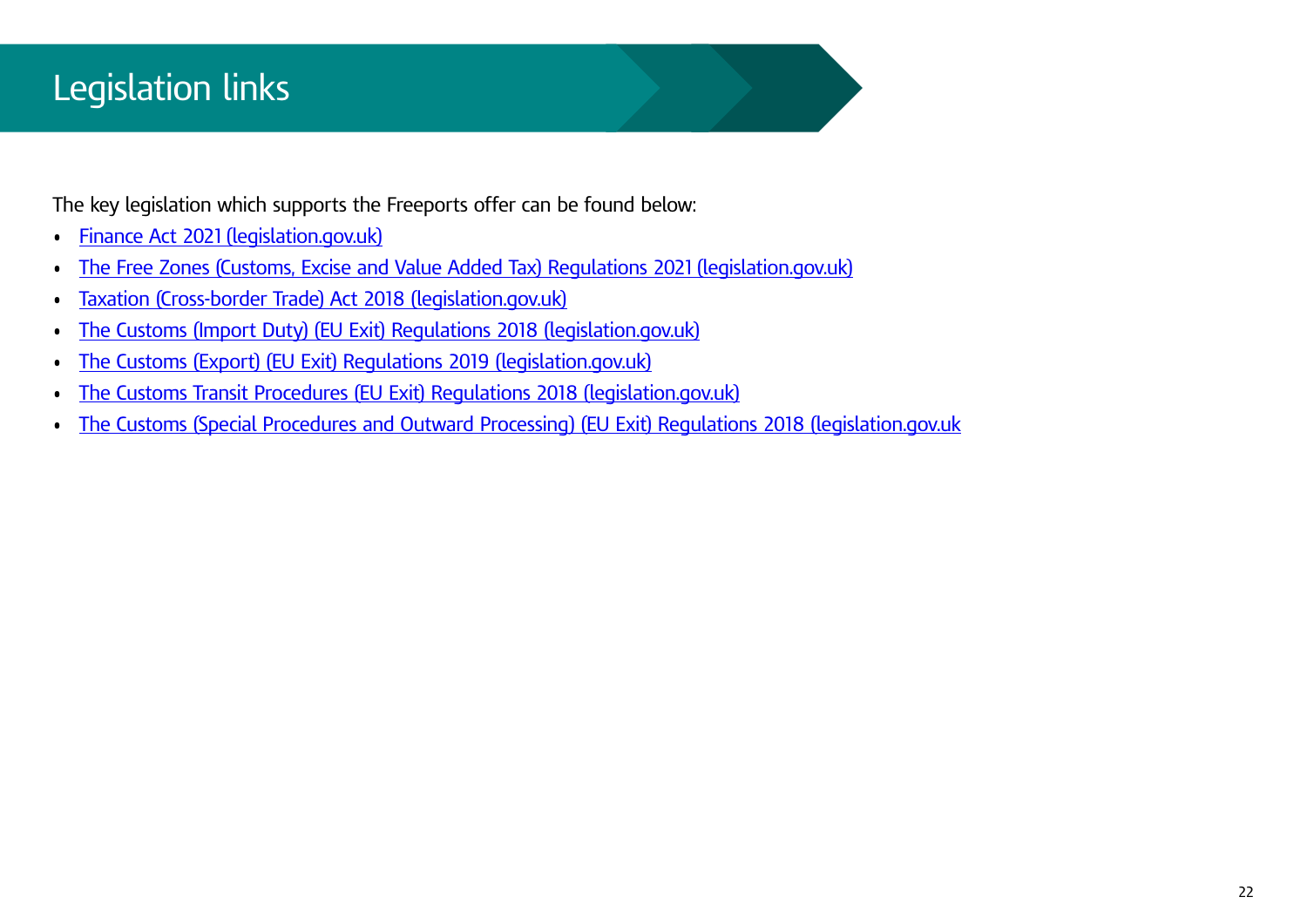# Legislation links

The key legislation which supports the Freeports offer can be found below:

- Finance Act 2021 (legislation.gov.uk)
- The Free Zones (Customs, Excise and Value Added Tax) Regulations 2021 (legislation.gov.uk)
- Taxation (Cross-border Trade) Act 2018 (legislation.gov.uk)
- The Customs (Import Duty) (EU Exit) Regulations 2018 (legislation.gov.uk)
- The Customs (Export) (EU Exit) Regulations 2019 (legislation.gov.uk)
- The Customs Transit Procedures (EU Exit) Regulations 2018 (legislation.gov.uk)
- The Customs (Special Procedures and Outward Processing) (EU Exit) Regulations 2018 (legislation.gov.uk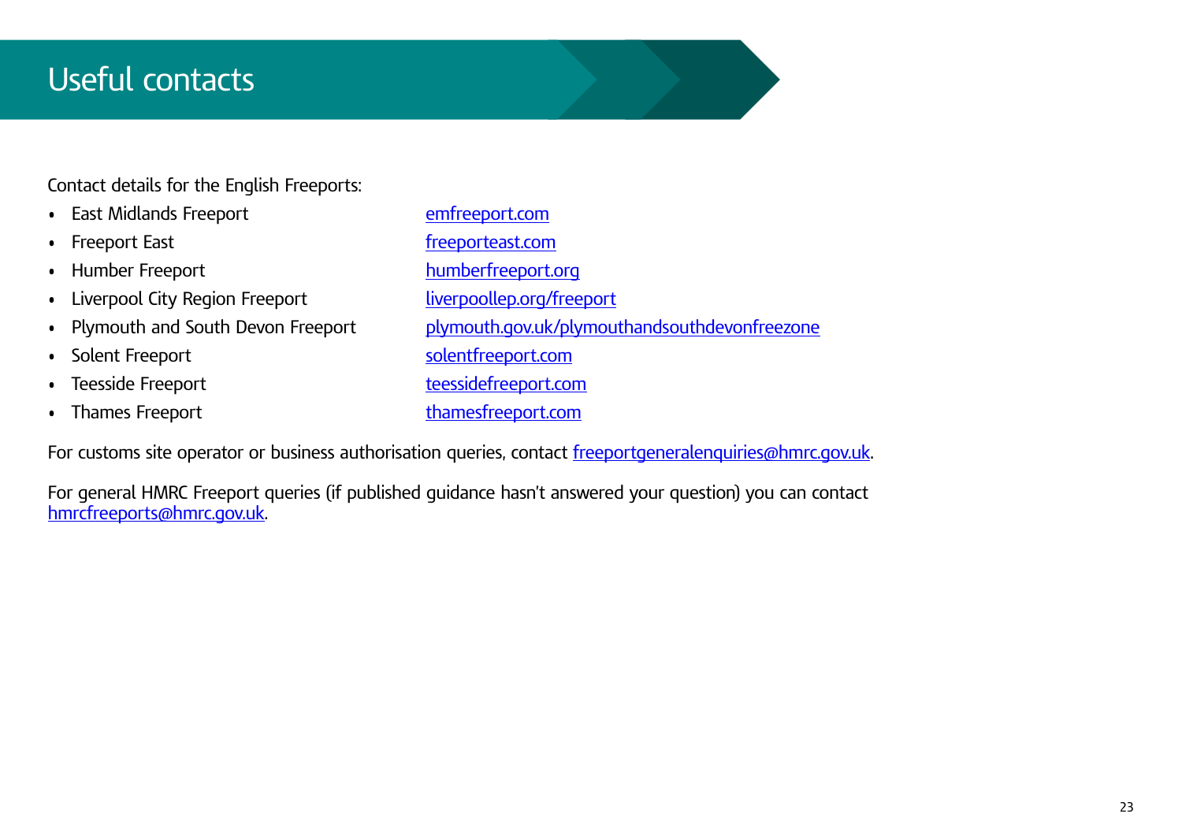# Useful contacts

Contact details for the English Freeports:

| | |
|---|---|
| • East Midlands Freeport | emfreeport.com |
| • Freeport East | freeporteast.com |
| • Humber Freeport | humberfreeport.org |
| • Liverpool City Region Freeport | liverpoollep.org/freeport |
| • Plymouth and South Devon Freeport | plymouth.gov.uk/plymouthandsouthdevonfreezone |
| • Solent Freeport | solentfreeport.com |
| • Teesside Freeport | teessidefreeport.com |
| • Thames Freeport | thamesfreeport.com |

For customs site operator or business authorisation queries, contact freeportgeneralenquiries@hmrc.gov.uk.

For general HMRC Freeport queries (if published guidance hasn't answered your question) you can contact hmrcfreeports@hmrc.gov.uk.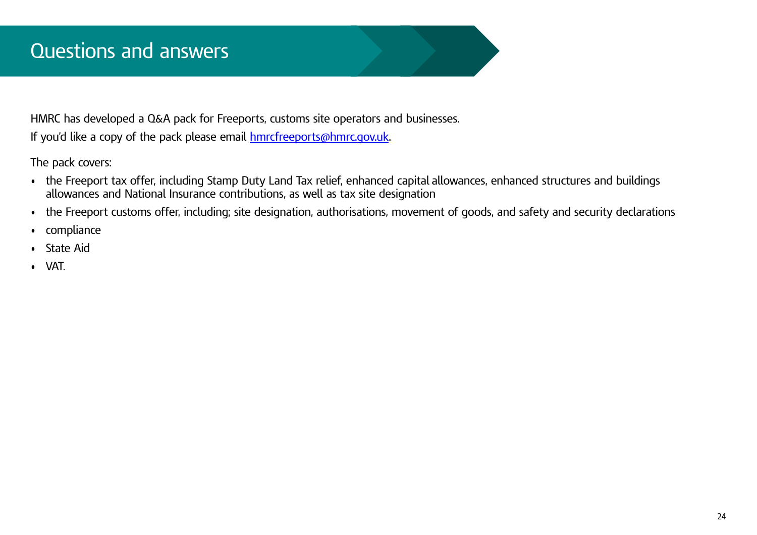# Questions and answers

HMRC has developed a Q&A pack for Freeports, customs site operators and businesses.
If you'd like a copy of the pack please email hmrcfreeports@hmrc.gov.uk.

The pack covers:

- the Freeport tax offer, including Stamp Duty Land Tax relief, enhanced capital allowances, enhanced structures and buildings allowances and National Insurance contributions, as well as tax site designation
- the Freeport customs offer, including; site designation, authorisations, movement of goods, and safety and security declarations
- compliance
- State Aid
- VAT.